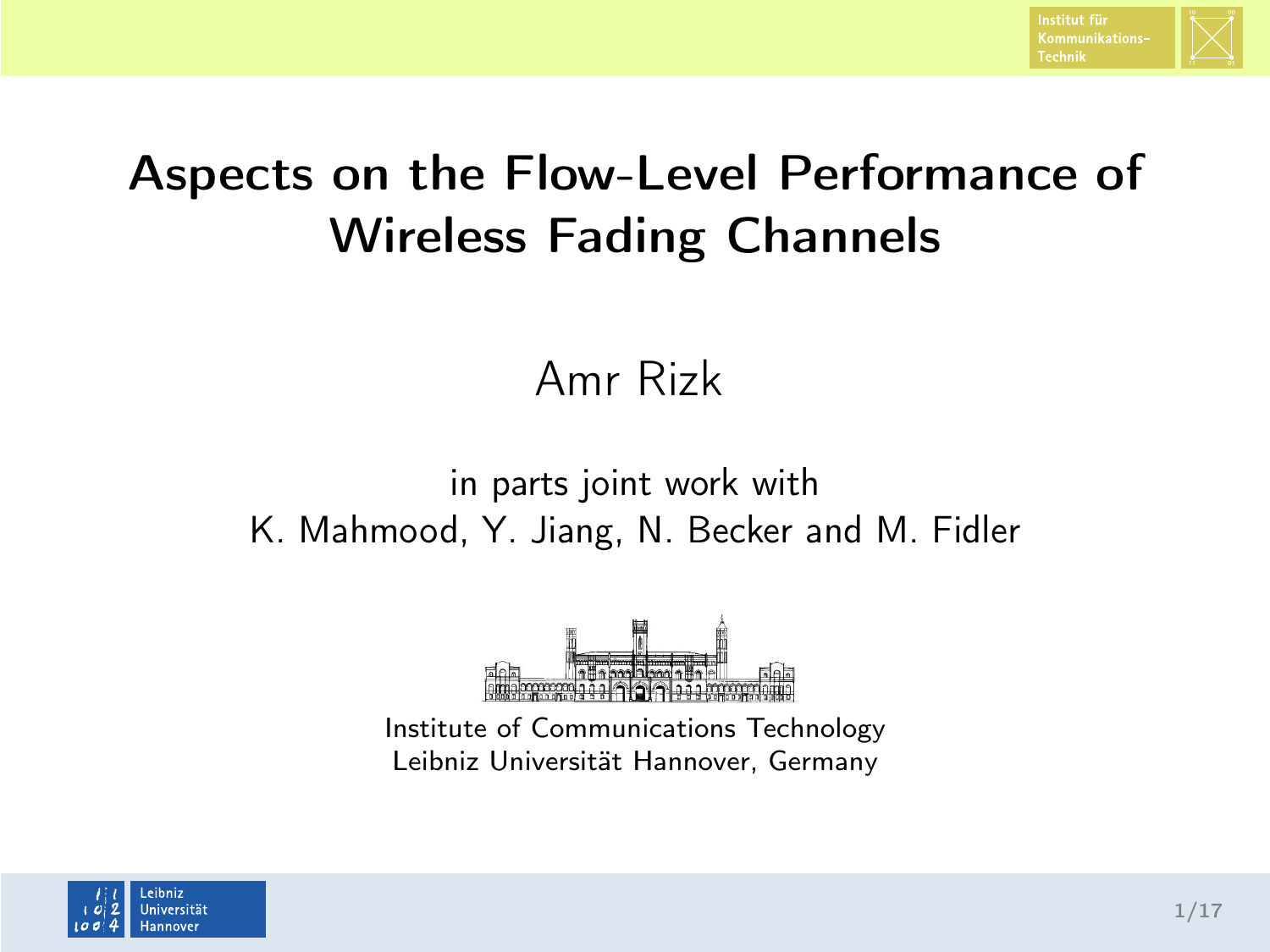# Aspects on the Flow-Level Performance of Wireless Fading Channels

Amr Rizk

in parts joint work with
K. Mahmood, Y. Jiang, N. Becker and M. Fidler

Institute of Communications Technology
Leibniz Universität Hannover, Germany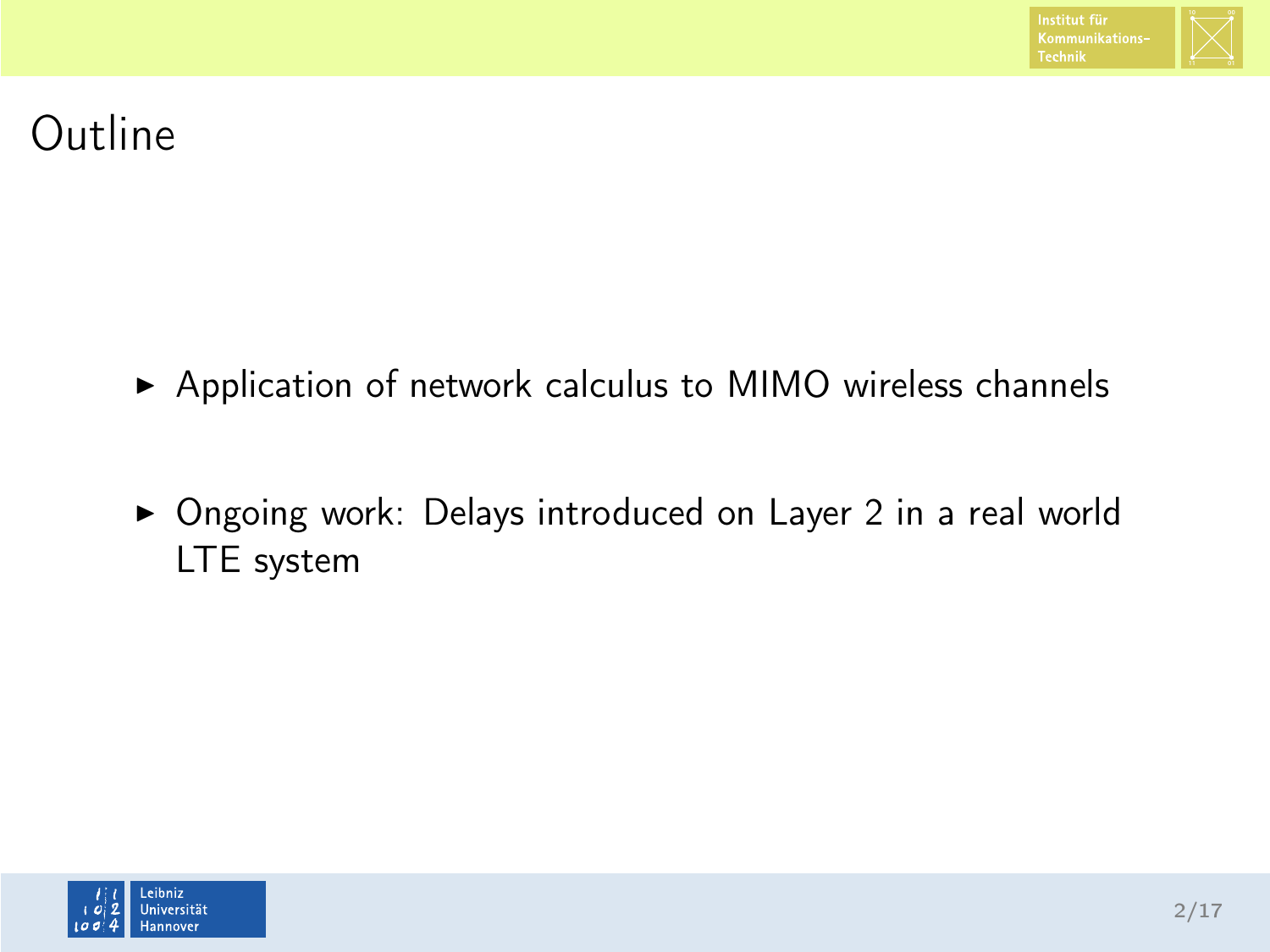# Outline

- Application of network calculus to MIMO wireless channels
- Ongoing work: Delays introduced on Layer 2 in a real world LTE system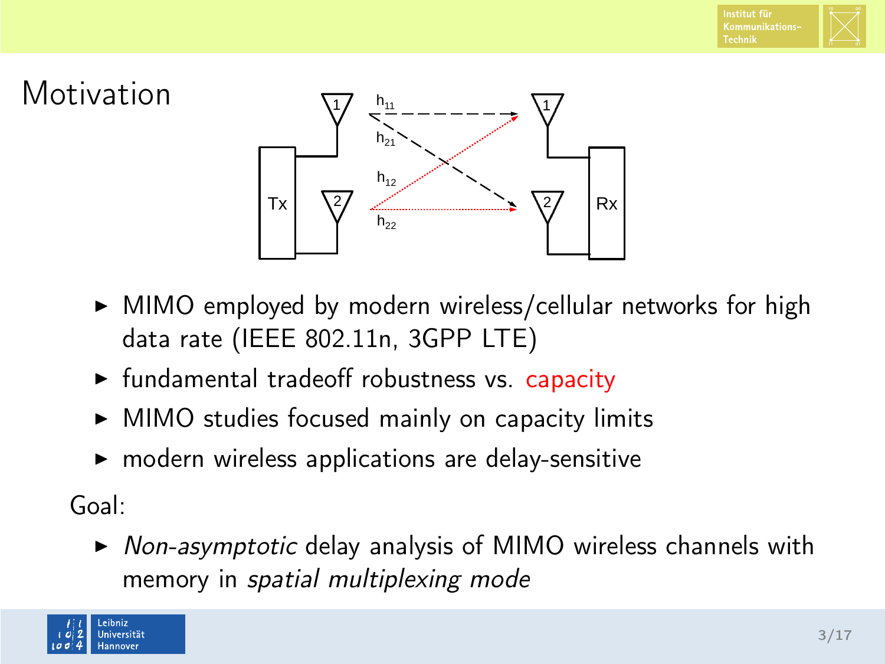# Motivation

- MIMO employed by modern wireless/cellular networks for high data rate (IEEE 802.11n, 3GPP LTE)
- fundamental tradeoff robustness vs. capacity
- MIMO studies focused mainly on capacity limits
- modern wireless applications are delay-sensitive

Goal:

- *Non-asymptotic* delay analysis of MIMO wireless channels with memory in *spatial multiplexing mode*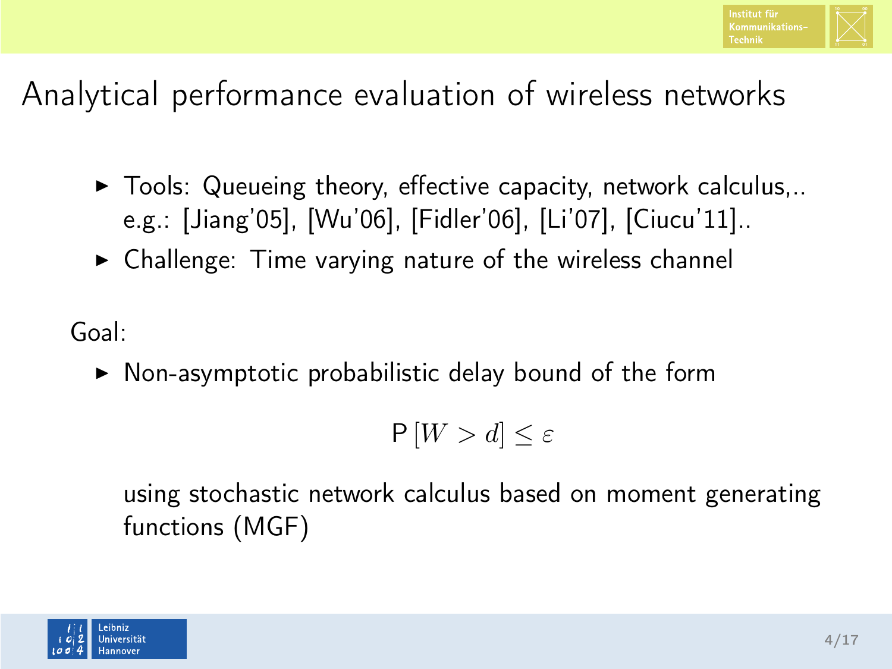# Analytical performance evaluation of wireless networks

- Tools: Queueing theory, effective capacity, network calculus,.. e.g.: [Jiang'05], [Wu'06], [Fidler'06], [Li'07], [Ciucu'11]..
- Challenge: Time varying nature of the wireless channel

Goal:

- Non-asymptotic probabilistic delay bound of the form

$$\mathsf{P}\left[W > d\right] \leq \varepsilon$$

  using stochastic network calculus based on moment generating functions (MGF)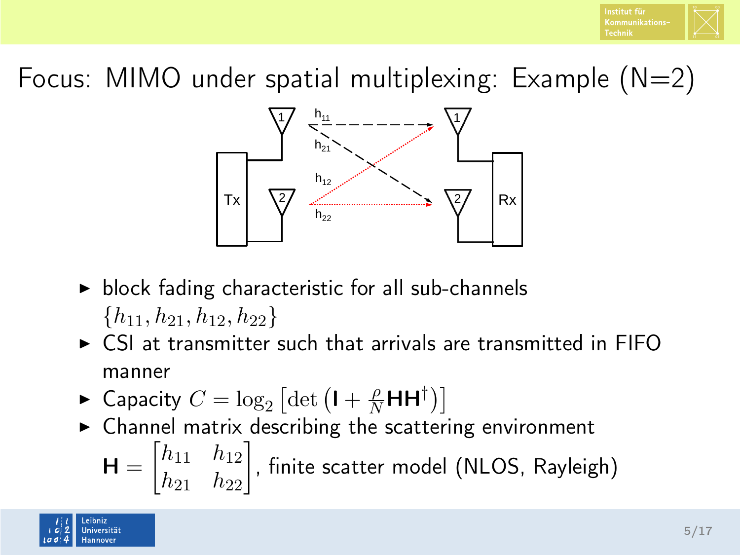# Focus: MIMO under spatial multiplexing: Example (N=2)

- block fading characteristic for all sub-channels $\{h_{11}, h_{21}, h_{12}, h_{22}\}$
- CSI at transmitter such that arrivals are transmitted in FIFO manner
- Capacity $C = \log_2 \left[\det\left(\mathbf{I} + \frac{\rho}{N}\mathbf{H}\mathbf{H}^{\dagger}\right)\right]$
- Channel matrix describing the scattering environment $\mathbf{H} = \begin{bmatrix} h_{11} & h_{12} \\ h_{21} & h_{22} \end{bmatrix}$, finite scatter model (NLOS, Rayleigh)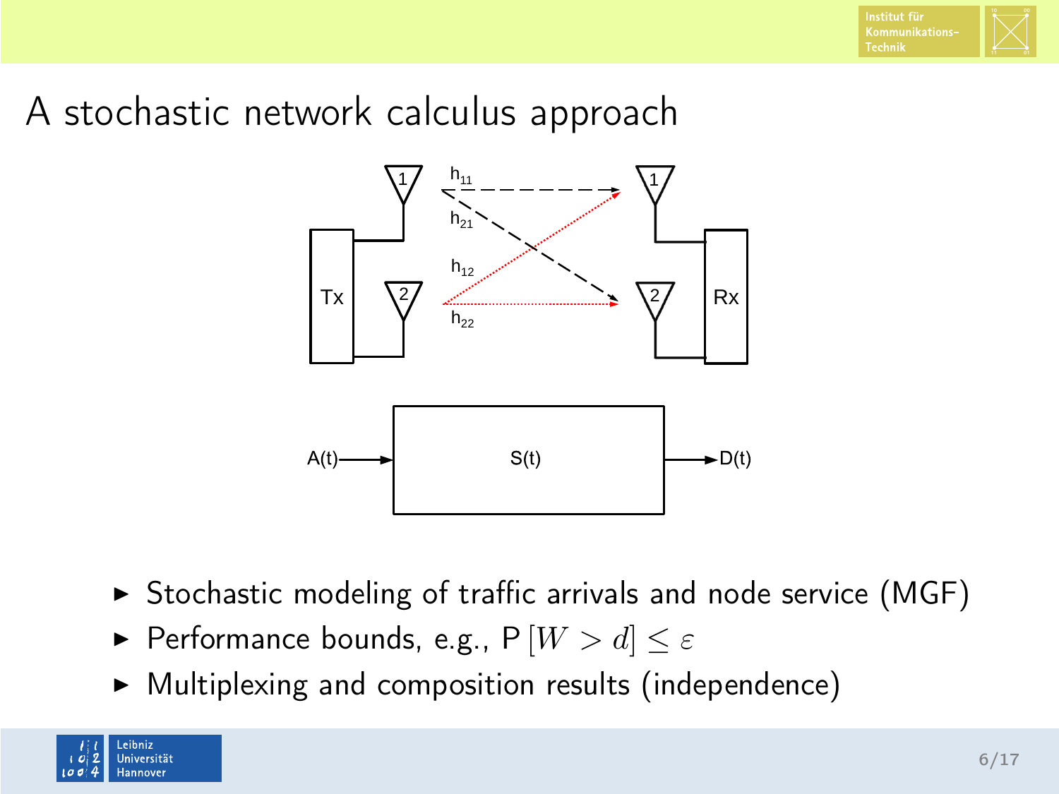# A stochastic network calculus approach

- Stochastic modeling of traffic arrivals and node service (MGF)
- Performance bounds, e.g., $\mathsf{P}\left[W > d\right] \leq \varepsilon$
- Multiplexing and composition results (independence)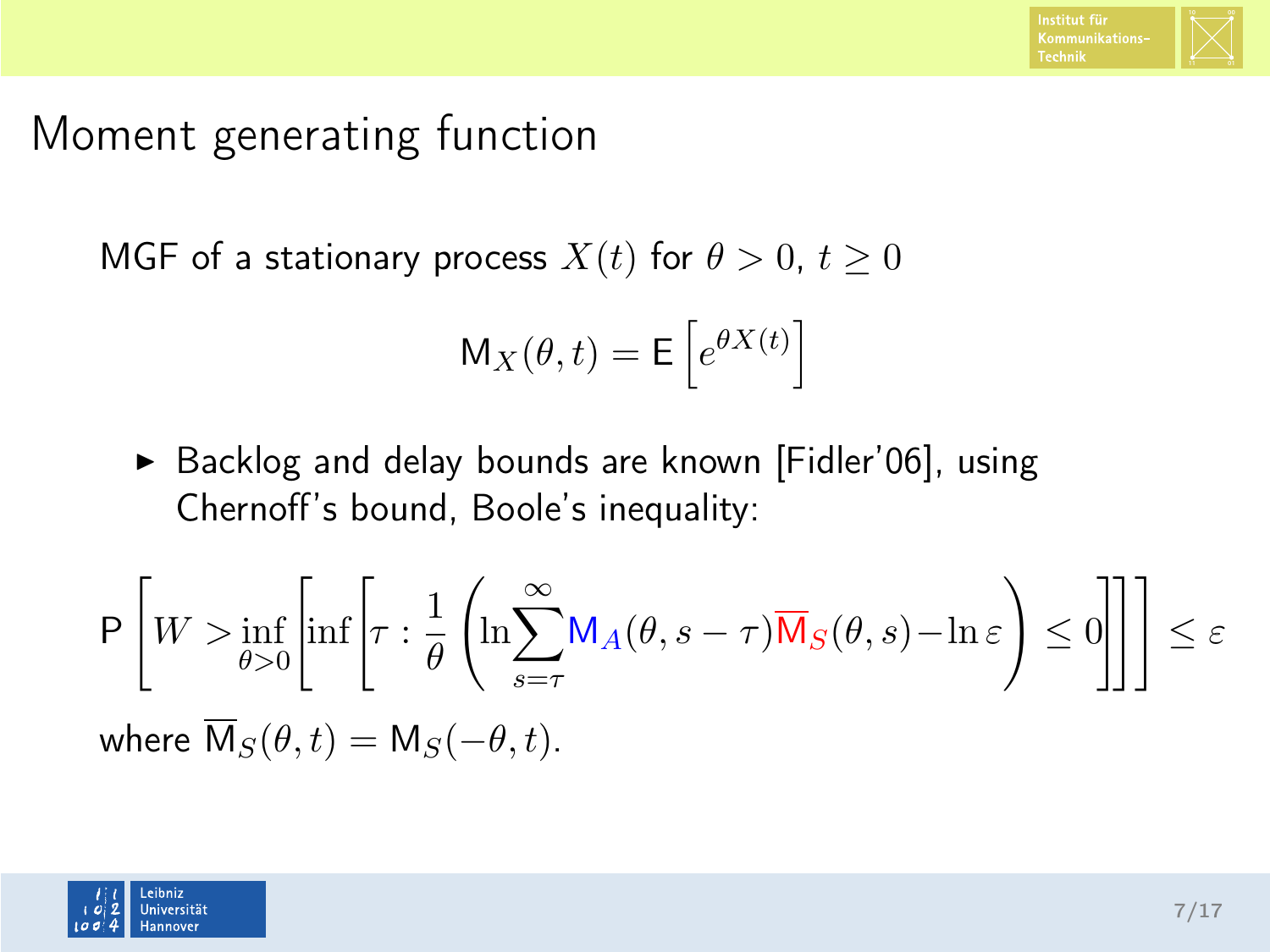# Moment generating function

MGF of a stationary process $X(t)$ for $\theta > 0$, $t \geq 0$

$$\mathsf{M}_X(\theta, t) = \mathsf{E}\left[e^{\theta X(t)}\right]$$

- Backlog and delay bounds are known [Fidler'06], using Chernoff's bound, Boole's inequality:

$$\mathsf{P}\left[W > \inf_{\theta > 0}\left[\inf\left[\tau : \frac{1}{\theta}\left(\ln \sum_{s=\tau}^{\infty} \mathsf{M}_A(\theta, s-\tau)\overline{\mathsf{M}}_S(\theta, s) - \ln \varepsilon\right) \leq 0\right]\right]\right] \leq \varepsilon$$

where $\overline{\mathsf{M}}_S(\theta, t) = \mathsf{M}_S(-\theta, t)$.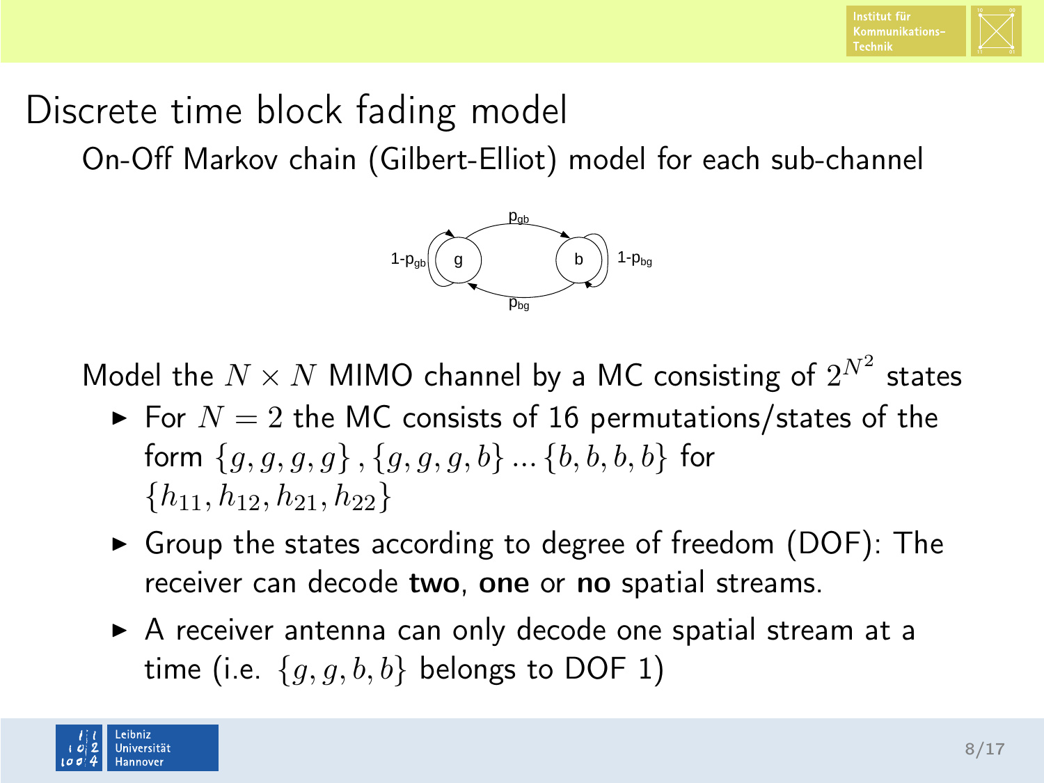# Discrete time block fading model

On-Off Markov chain (Gilbert-Elliot) model for each sub-channel

$1-p_{gb}$ g $p_{gb}$ b $1-p_{bg}$ $p_{bg}$

Model the $N \times N$ MIMO channel by a MC consisting of $2^{N^2}$ states

- For $N = 2$ the MC consists of 16 permutations/states of the form $\{g, g, g, g\}, \{g, g, g, b\} ... \{b, b, b, b\}$ for $\{h_{11}, h_{12}, h_{21}, h_{22}\}$
- Group the states according to degree of freedom (DOF): The receiver can decode **two**, **one** or **no** spatial streams.
- A receiver antenna can only decode one spatial stream at a time (i.e. $\{g, g, b, b\}$ belongs to DOF 1)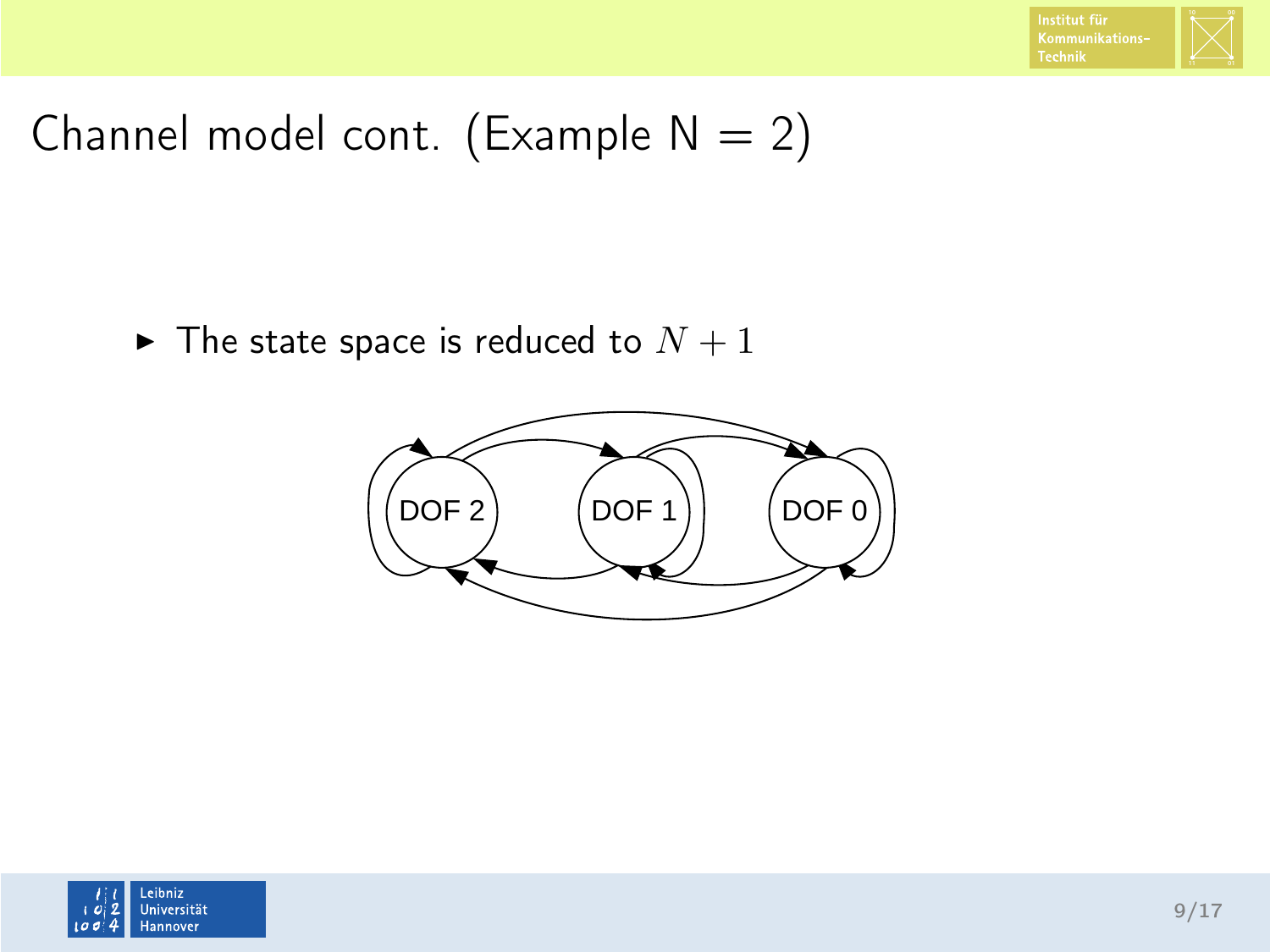# Channel model cont. (Example N = 2)

- The state space is reduced to $N + 1$

DOF 2

DOF 1

DOF 0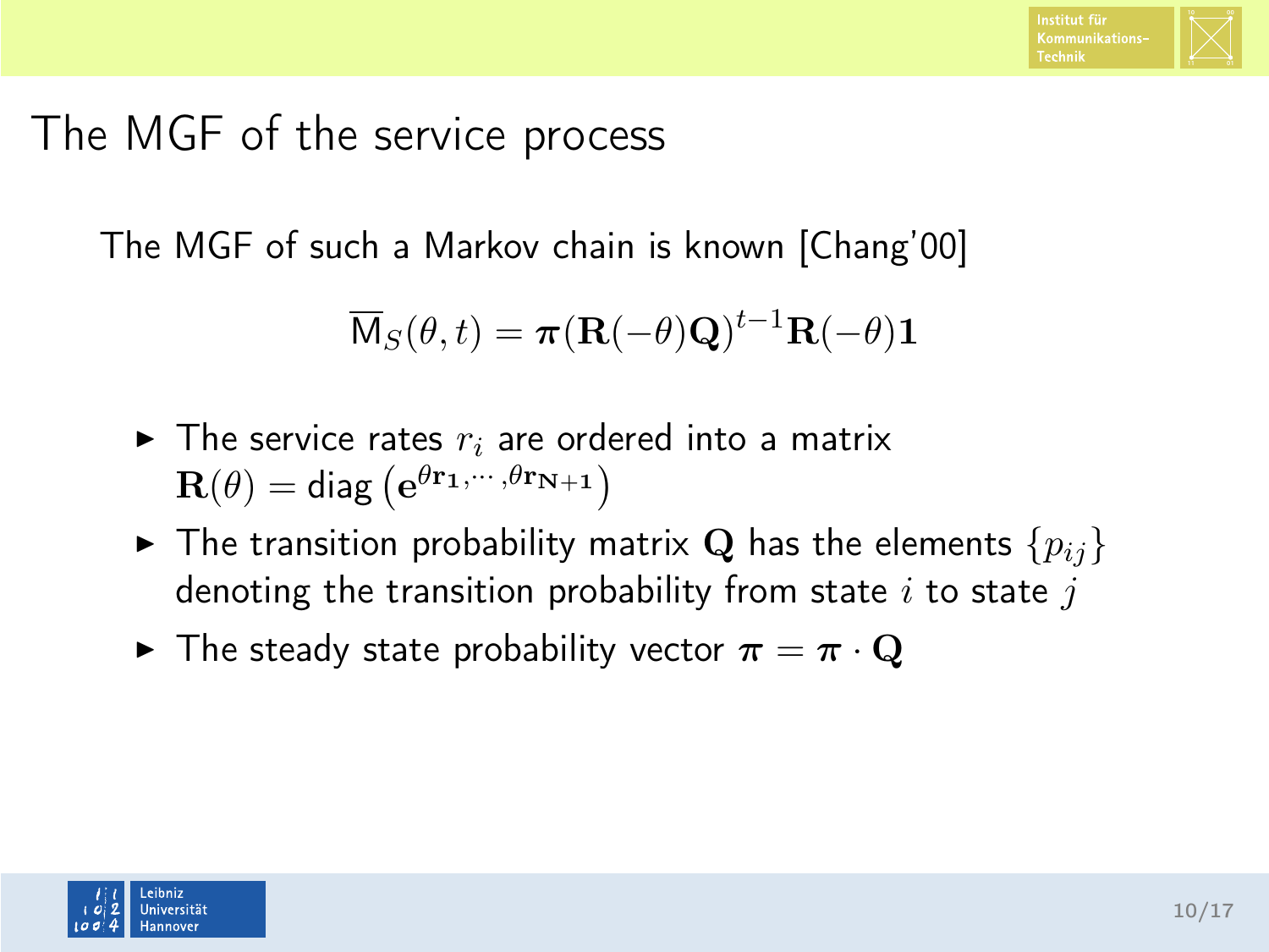# The MGF of the service process

The MGF of such a Markov chain is known [Chang'00]

$$\overline{\mathsf{M}}_S(\theta, t) = \boldsymbol{\pi}(\mathbf{R}(-\theta)\mathbf{Q})^{t-1}\mathbf{R}(-\theta)\mathbf{1}$$

- The service rates $r_i$ are ordered into a matrix $\mathbf{R}(\theta) = \text{diag}\left(\mathbf{e}^{\theta \mathbf{r_1}, \cdots, \theta \mathbf{r_{N+1}}}\right)$
- The transition probability matrix $\mathbf{Q}$ has the elements $\{p_{ij}\}$ denoting the transition probability from state $i$ to state $j$
- The steady state probability vector $\boldsymbol{\pi} = \boldsymbol{\pi} \cdot \mathbf{Q}$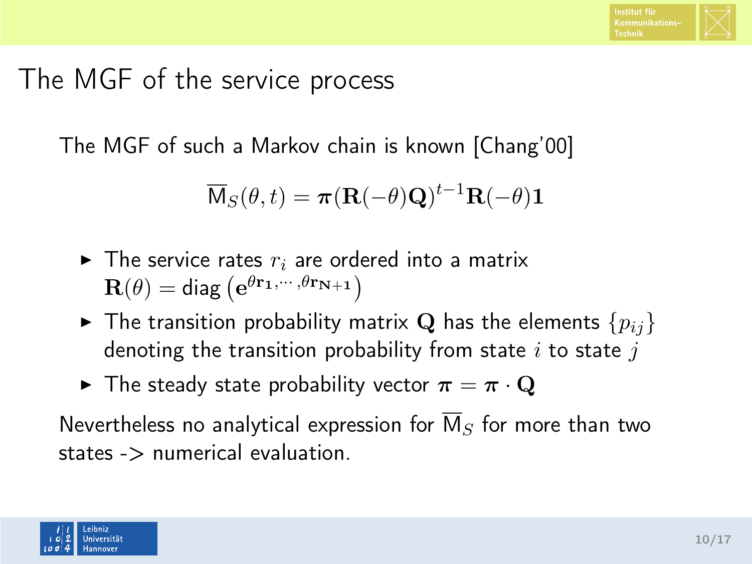# The MGF of the service process

The MGF of such a Markov chain is known [Chang'00]

$$\overline{\mathsf{M}}_S(\theta, t) = \boldsymbol{\pi}(\mathbf{R}(-\theta)\mathbf{Q})^{t-1}\mathbf{R}(-\theta)\mathbf{1}$$

- The service rates $r_i$ are ordered into a matrix $\mathbf{R}(\theta) = \text{diag}\left(\mathbf{e}^{\theta \mathbf{r_1}, \cdots, \theta \mathbf{r_{N+1}}}\right)$
- The transition probability matrix $\mathbf{Q}$ has the elements $\{p_{ij}\}$ denoting the transition probability from state $i$ to state $j$
- The steady state probability vector $\boldsymbol{\pi} = \boldsymbol{\pi} \cdot \mathbf{Q}$

Nevertheless no analytical expression for $\overline{\mathsf{M}}_S$ for more than two states -> numerical evaluation.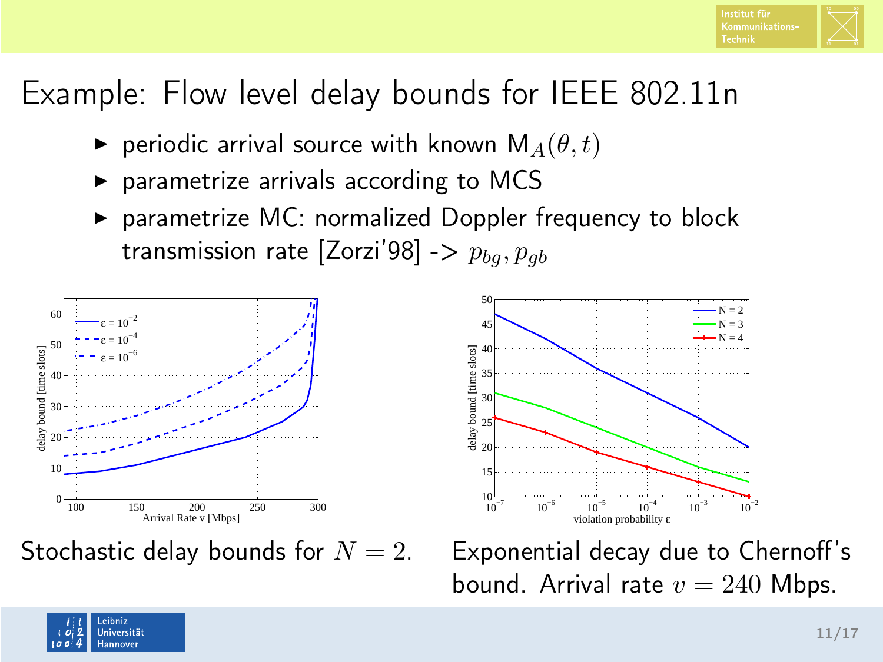# Example: Flow level delay bounds for IEEE 802.11n

- periodic arrival source with known $\mathsf{M}_A(\theta, t)$
- parametrize arrivals according to MCS
- parametrize MC: normalized Doppler frequency to block transmission rate [Zorzi'98] -> $p_{bg}, p_{gb}$

Stochastic delay bounds for $N = 2$.

Exponential decay due to Chernoff's bound. Arrival rate $v = 240$ Mbps.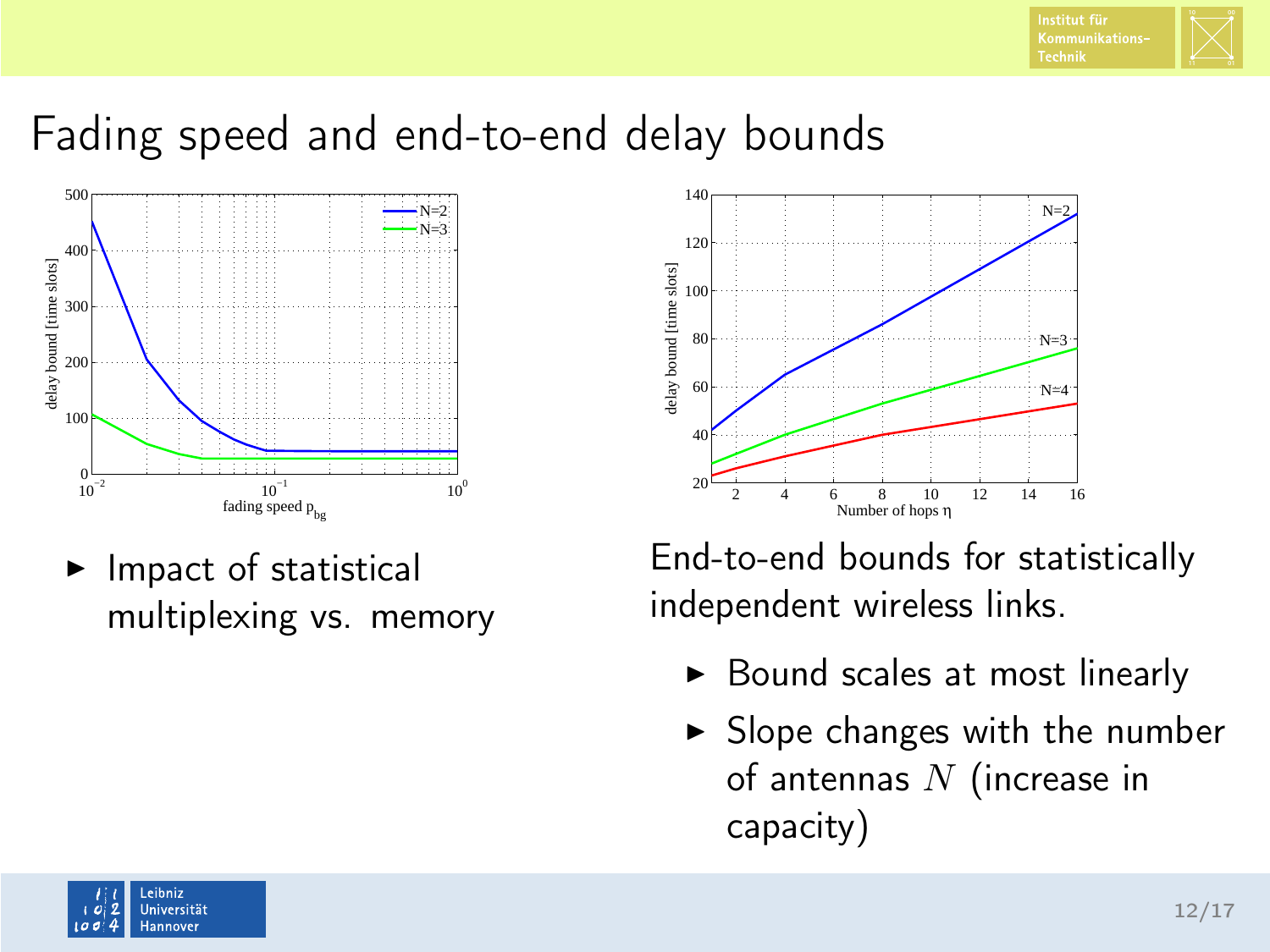# Fading speed and end-to-end delay bounds

- Impact of statistical multiplexing vs. memory

End-to-end bounds for statistically independent wireless links.

- Bound scales at most linearly
- Slope changes with the number of antennas $N$ (increase in capacity)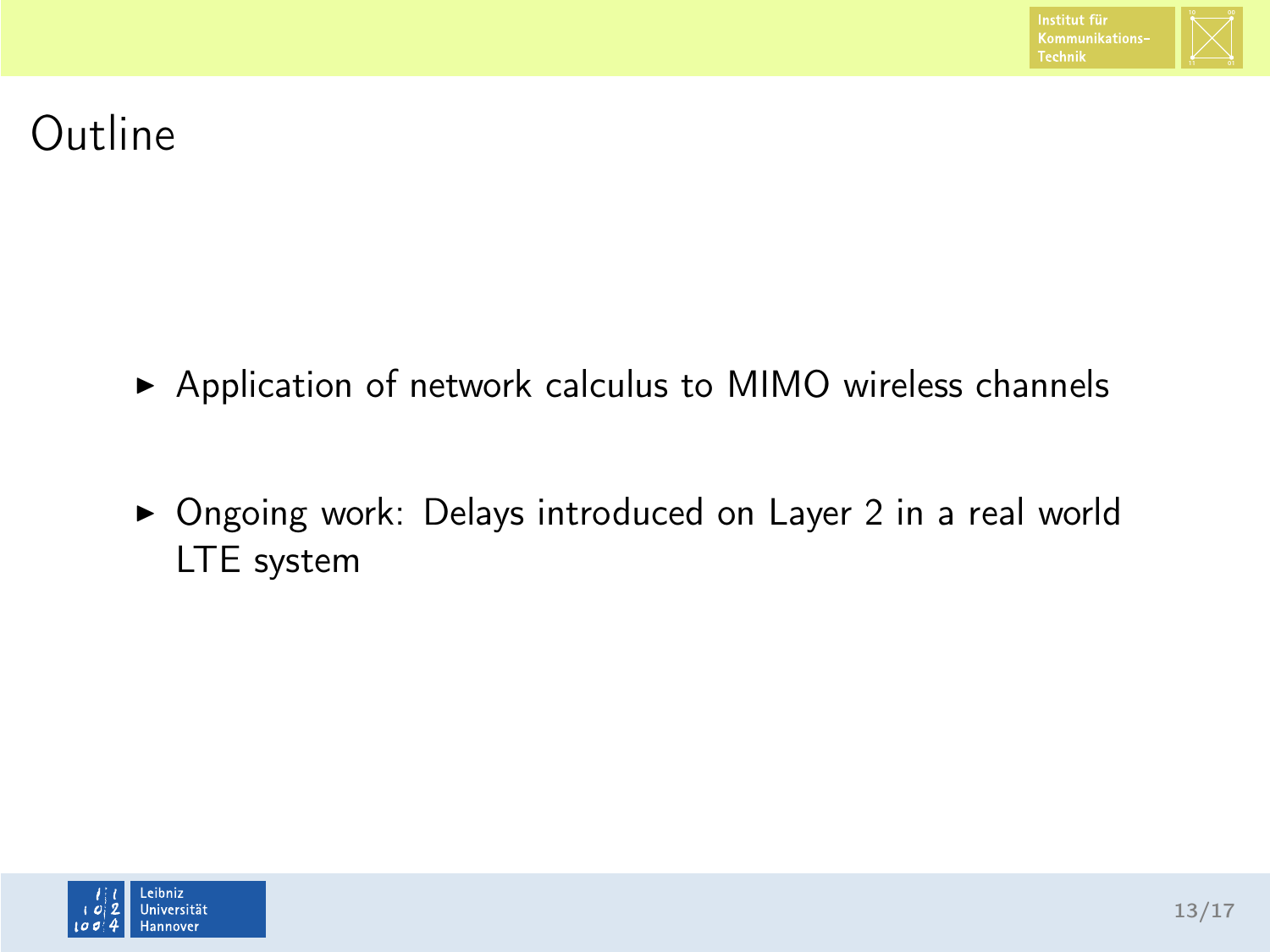# Outline

- Application of network calculus to MIMO wireless channels
- Ongoing work: Delays introduced on Layer 2 in a real world LTE system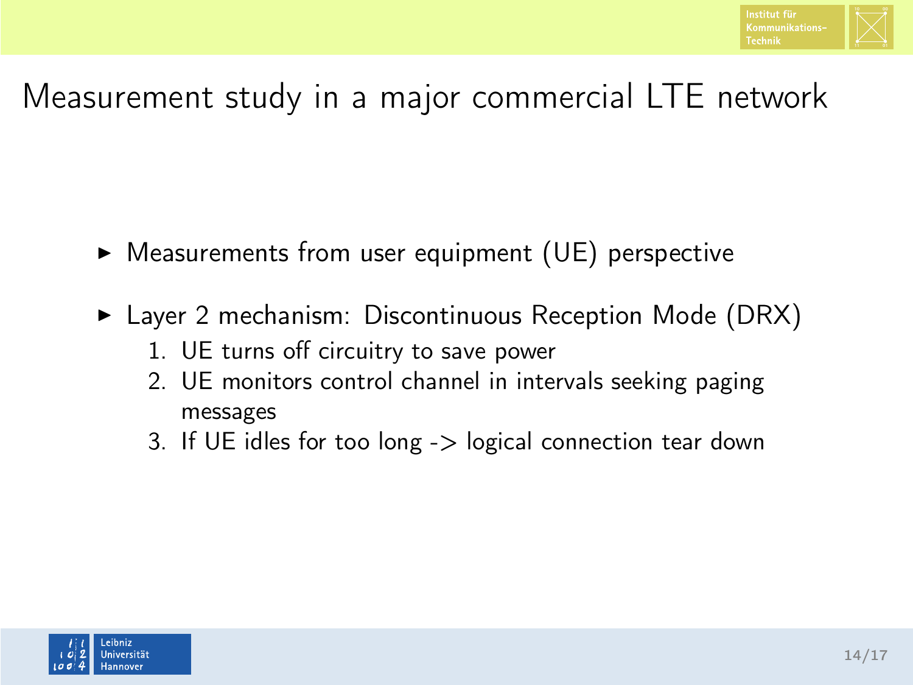# Measurement study in a major commercial LTE network

- Measurements from user equipment (UE) perspective
- Layer 2 mechanism: Discontinuous Reception Mode (DRX)
  1. UE turns off circuitry to save power
  2. UE monitors control channel in intervals seeking paging messages
  3. If UE idles for too long -> logical connection tear down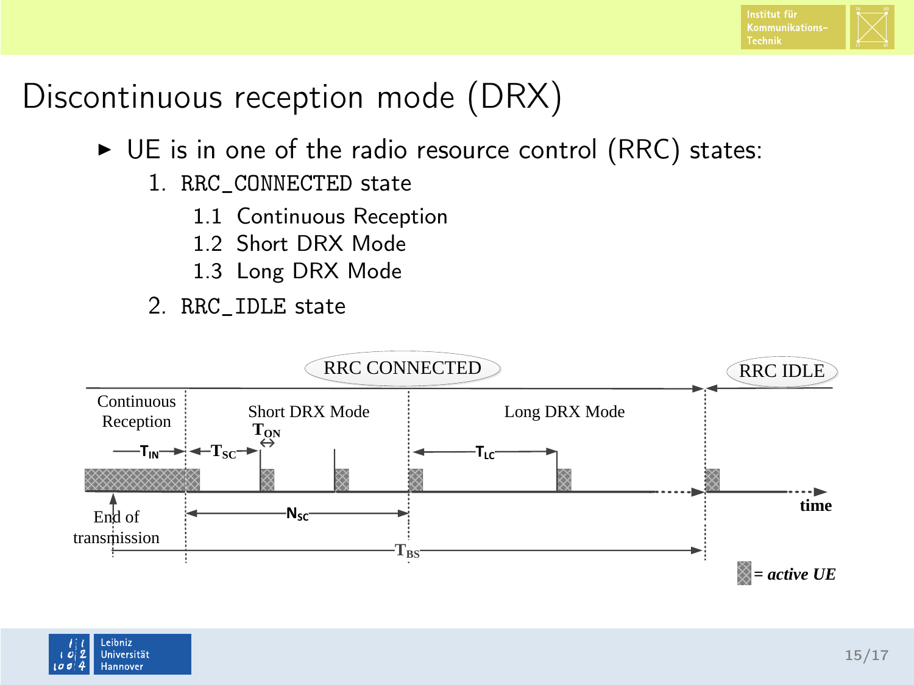# Discontinuous reception mode (DRX)

- UE is in one of the radio resource control (RRC) states:
  1. `RRC_CONNECTED` state
     - 1.1 Continuous Reception
     - 1.2 Short DRX Mode
     - 1.3 Long DRX Mode
  2. `RRC_IDLE` state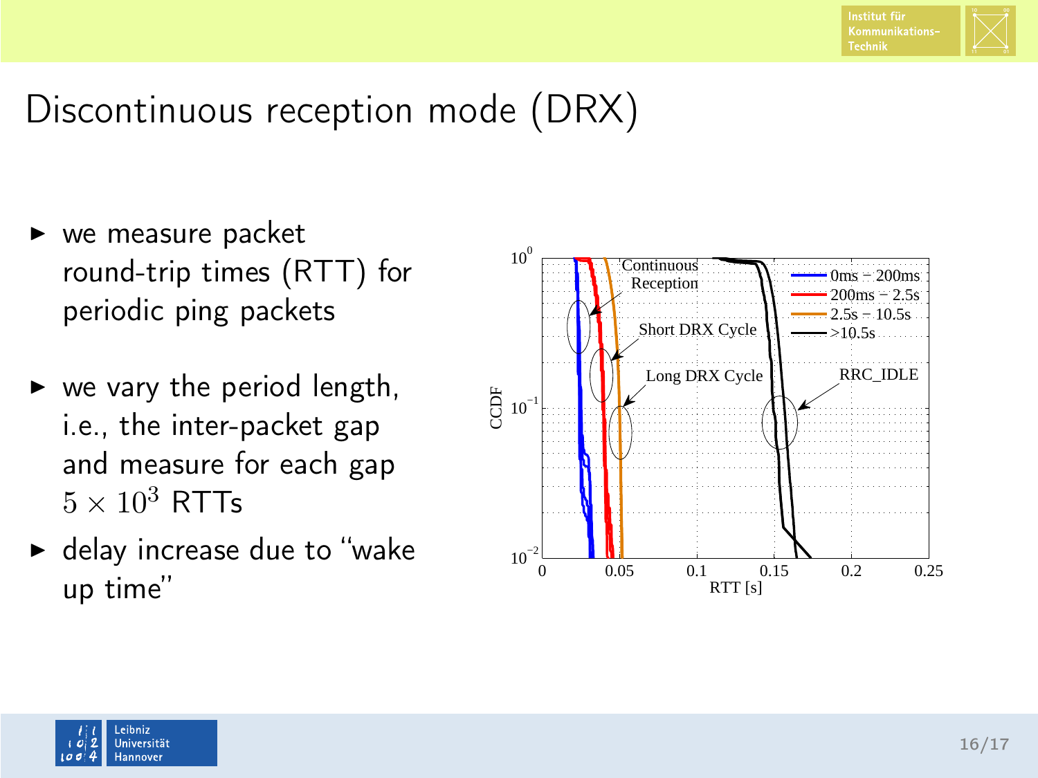# Discontinuous reception mode (DRX)

- we measure packet round-trip times (RTT) for periodic ping packets
- we vary the period length, i.e., the inter-packet gap and measure for each gap $5 \times 10^3$ RTTs
- delay increase due to "wake up time"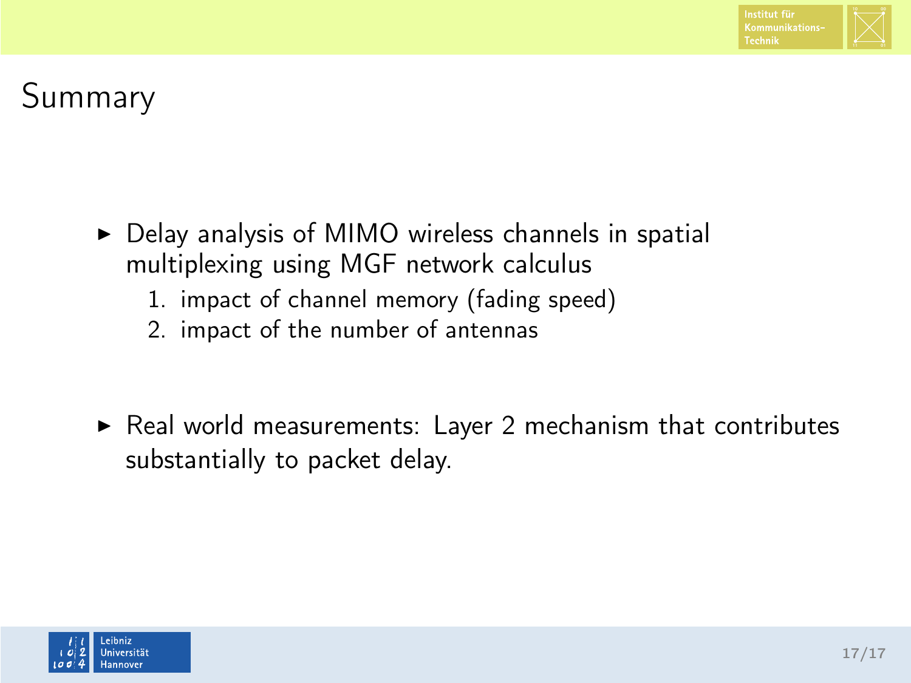# Summary

- Delay analysis of MIMO wireless channels in spatial multiplexing using MGF network calculus
  1. impact of channel memory (fading speed)
  2. impact of the number of antennas

- Real world measurements: Layer 2 mechanism that contributes substantially to packet delay.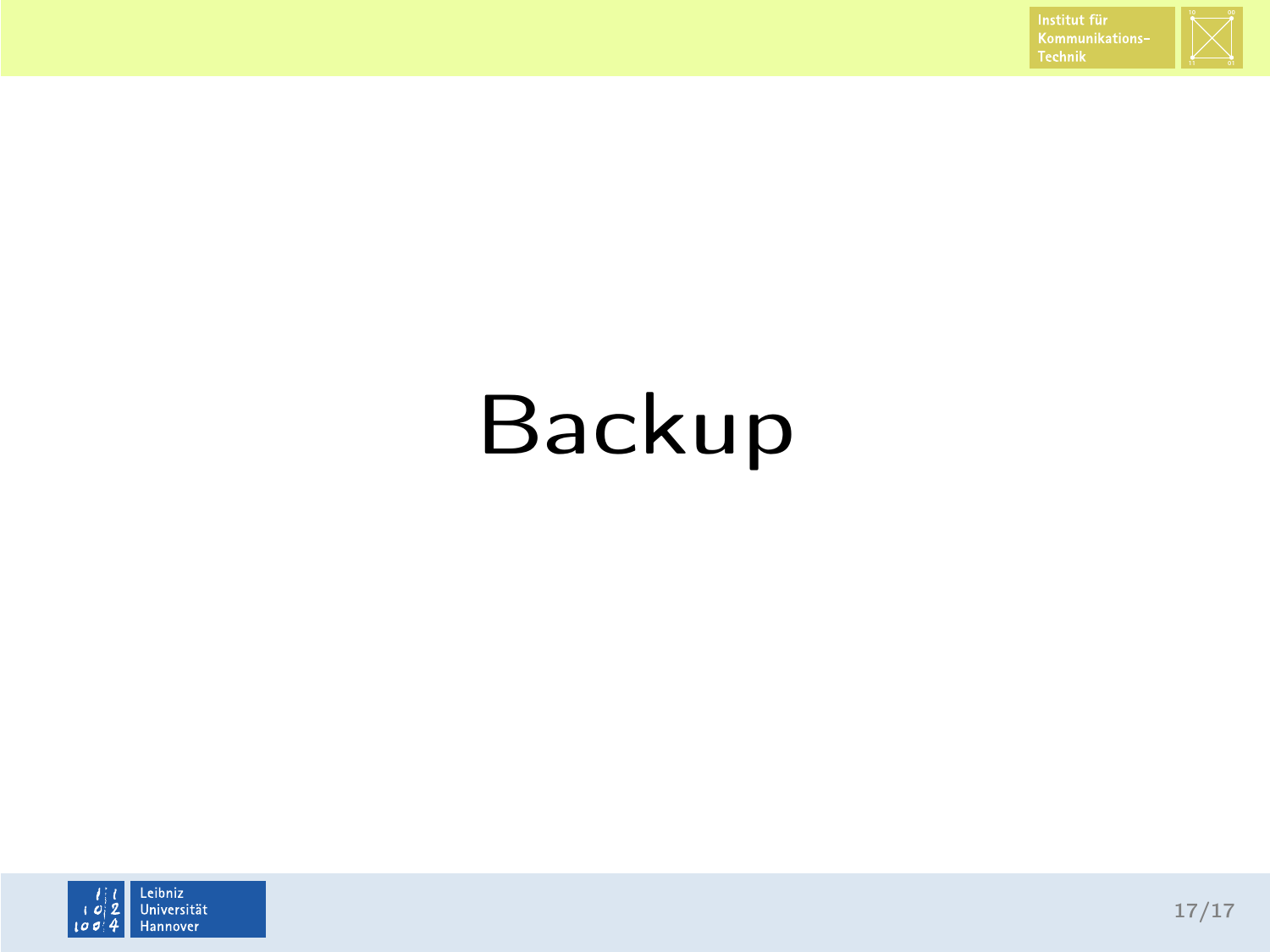# Backup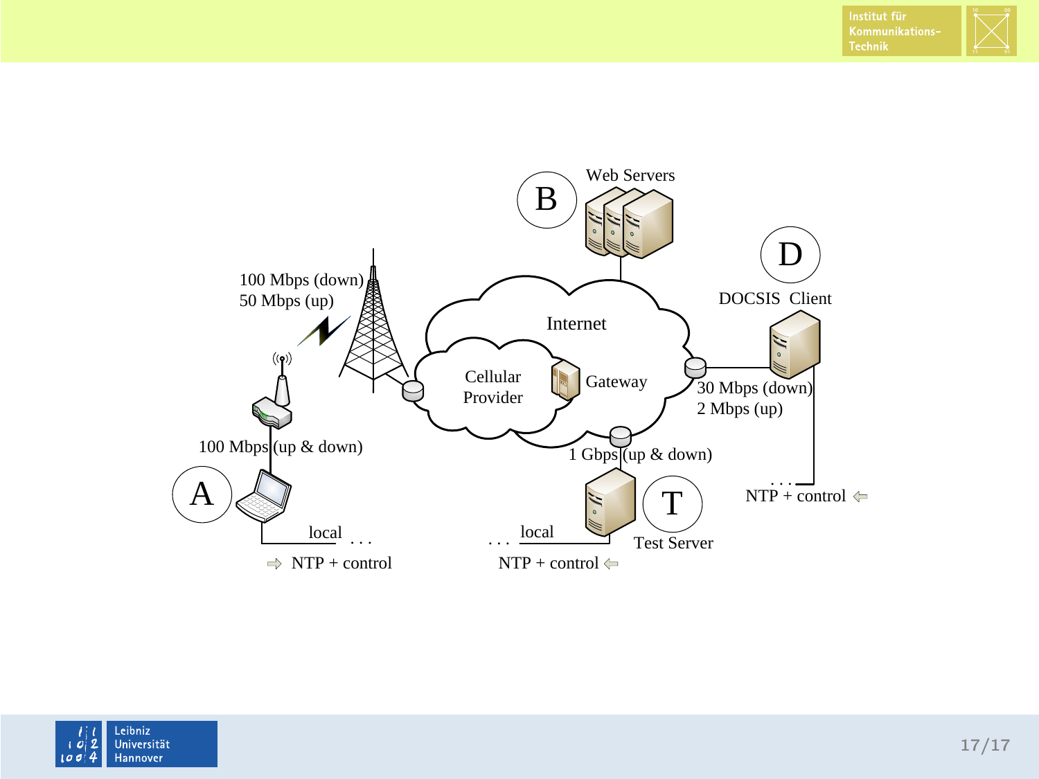Web Servers

B

D

DOCSIS Client

100 Mbps (down)
50 Mbps (up)

Internet

Cellular Provider

Gateway

30 Mbps (down)
2 Mbps (up)

100 Mbps (up & down)

1 Gbps (up & down)

A

T

NTP + control

local

local

Test Server

NTP + control

NTP + control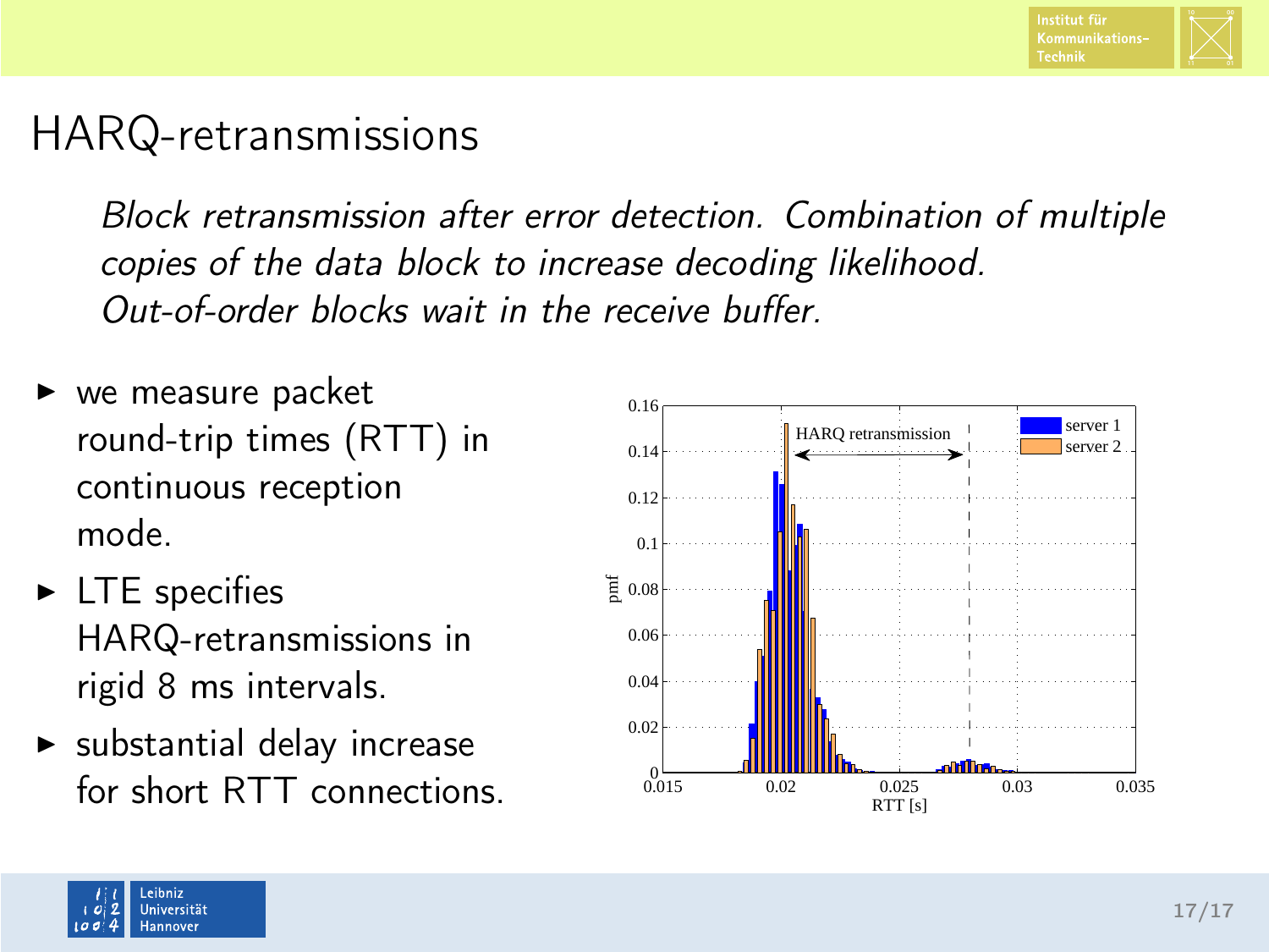# HARQ-retransmissions

*Block retransmission after error detection. Combination of multiple copies of the data block to increase decoding likelihood. Out-of-order blocks wait in the receive buffer.*

- we measure packet round-trip times (RTT) in continuous reception mode.
- LTE specifies HARQ-retransmissions in rigid 8 ms intervals.
- substantial delay increase for short RTT connections.

HARQ retransmission

server 1

server 2

pmf

0.16
0.14
0.12
0.1
0.08
0.06
0.04
0.02
0

0.015
0.02
0.025
0.03
0.035

RTT [s]